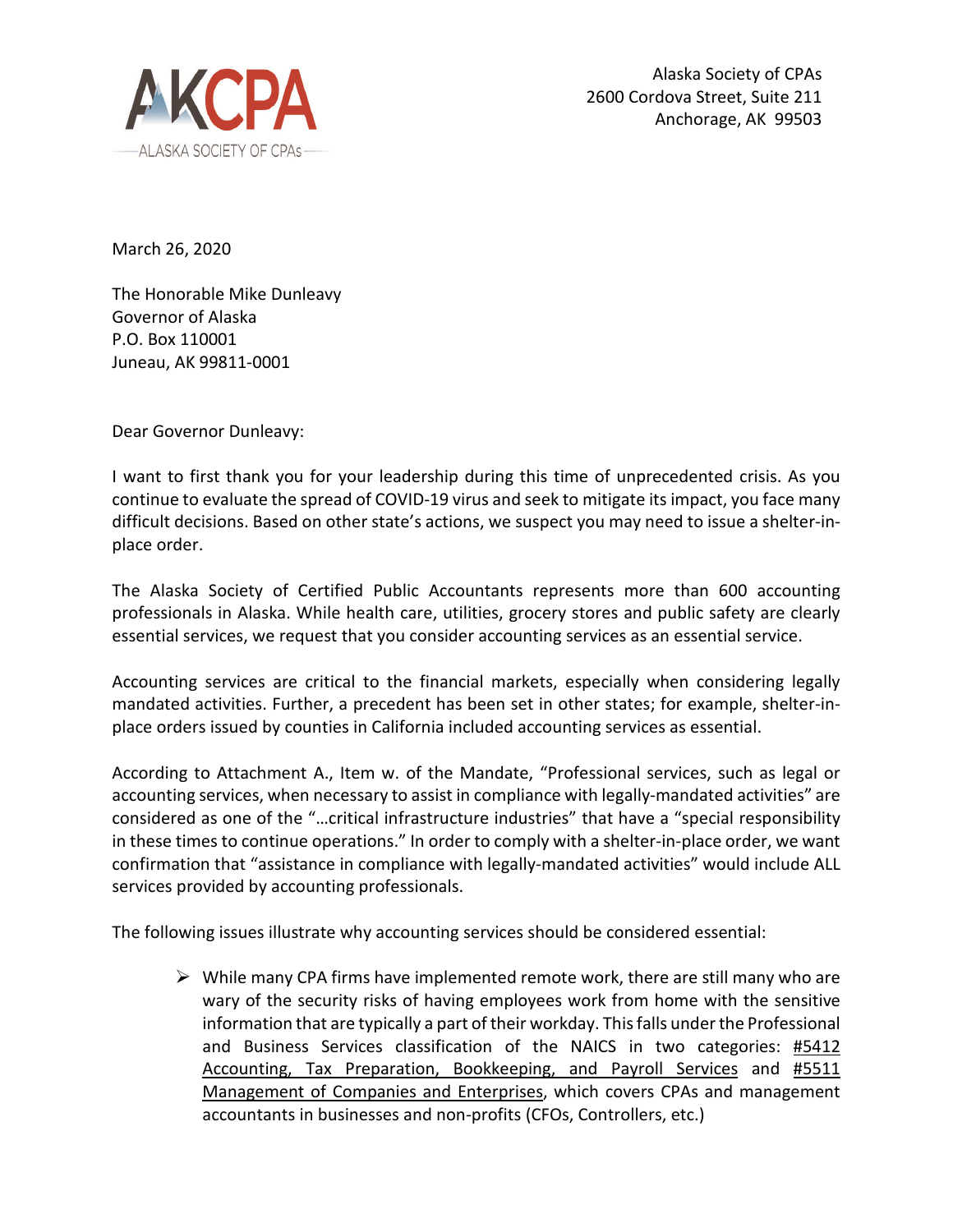AKCPA
ALASKA SOCIETY OF CPAs

Alaska Society of CPAs
2600 Cordova Street, Suite 211
Anchorage, AK 99503

March 26, 2020

The Honorable Mike Dunleavy
Governor of Alaska
P.O. Box 110001
Juneau, AK 99811-0001

Dear Governor Dunleavy:

I want to first thank you for your leadership during this time of unprecedented crisis. As you continue to evaluate the spread of COVID-19 virus and seek to mitigate its impact, you face many difficult decisions. Based on other state's actions, we suspect you may need to issue a shelter-in-place order.

The Alaska Society of Certified Public Accountants represents more than 600 accounting professionals in Alaska. While health care, utilities, grocery stores and public safety are clearly essential services, we request that you consider accounting services as an essential service.

Accounting services are critical to the financial markets, especially when considering legally mandated activities. Further, a precedent has been set in other states; for example, shelter-in-place orders issued by counties in California included accounting services as essential.

According to Attachment A., Item w. of the Mandate, "Professional services, such as legal or accounting services, when necessary to assist in compliance with legally-mandated activities" are considered as one of the "…critical infrastructure industries" that have a "special responsibility in these times to continue operations." In order to comply with a shelter-in-place order, we want confirmation that "assistance in compliance with legally-mandated activities" would include ALL services provided by accounting professionals.

The following issues illustrate why accounting services should be considered essential:

- While many CPA firms have implemented remote work, there are still many who are wary of the security risks of having employees work from home with the sensitive information that are typically a part of their workday. This falls under the Professional and Business Services classification of the NAICS in two categories: #5412 Accounting, Tax Preparation, Bookkeeping, and Payroll Services and #5511 Management of Companies and Enterprises, which covers CPAs and management accountants in businesses and non-profits (CFOs, Controllers, etc.)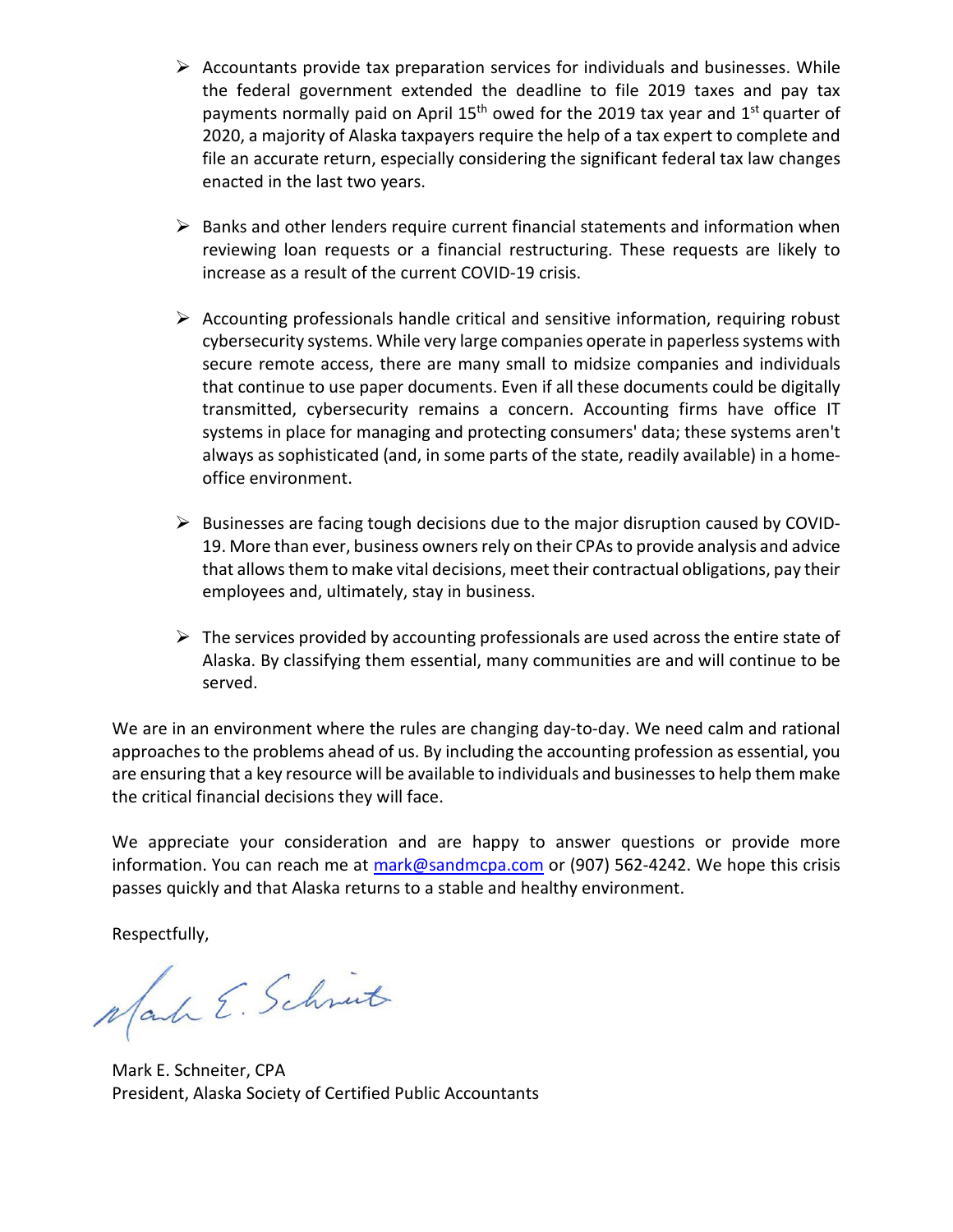- Accountants provide tax preparation services for individuals and businesses. While the federal government extended the deadline to file 2019 taxes and pay tax payments normally paid on April 15th owed for the 2019 tax year and 1st quarter of 2020, a majority of Alaska taxpayers require the help of a tax expert to complete and file an accurate return, especially considering the significant federal tax law changes enacted in the last two years.

- Banks and other lenders require current financial statements and information when reviewing loan requests or a financial restructuring. These requests are likely to increase as a result of the current COVID-19 crisis.

- Accounting professionals handle critical and sensitive information, requiring robust cybersecurity systems. While very large companies operate in paperless systems with secure remote access, there are many small to midsize companies and individuals that continue to use paper documents. Even if all these documents could be digitally transmitted, cybersecurity remains a concern. Accounting firms have office IT systems in place for managing and protecting consumers' data; these systems aren't always as sophisticated (and, in some parts of the state, readily available) in a home-office environment.

- Businesses are facing tough decisions due to the major disruption caused by COVID-19. More than ever, business owners rely on their CPAs to provide analysis and advice that allows them to make vital decisions, meet their contractual obligations, pay their employees and, ultimately, stay in business.

- The services provided by accounting professionals are used across the entire state of Alaska. By classifying them essential, many communities are and will continue to be served.

We are in an environment where the rules are changing day-to-day. We need calm and rational approaches to the problems ahead of us. By including the accounting profession as essential, you are ensuring that a key resource will be available to individuals and businesses to help them make the critical financial decisions they will face.

We appreciate your consideration and are happy to answer questions or provide more information. You can reach me at mark@sandmcpa.com or (907) 562-4242. We hope this crisis passes quickly and that Alaska returns to a stable and healthy environment.

Respectfully,

Mark E. Schneiter, CPA
President, Alaska Society of Certified Public Accountants